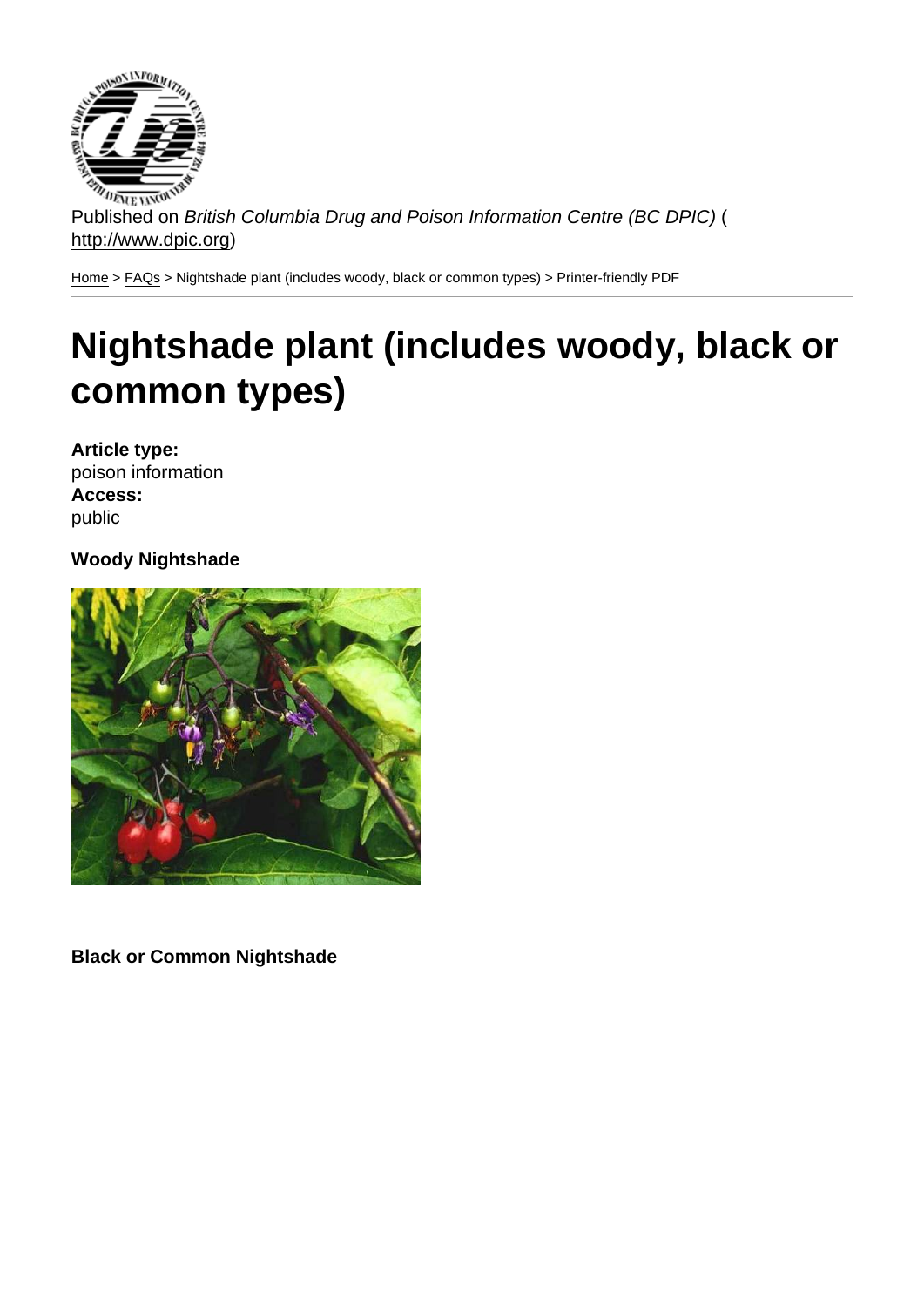Published on *British Columbia Drug and Poison Information Centre (BC DPIC)* (http://www.dpic.org)

Home > FAQs > Nightshade plant (includes woody, black or common types) > Printer-friendly PDF

# Nightshade plant (includes woody, black or common types)

**Article type:**
poison information
**Access:**
public

**Woody Nightshade**

**Black or Common Nightshade**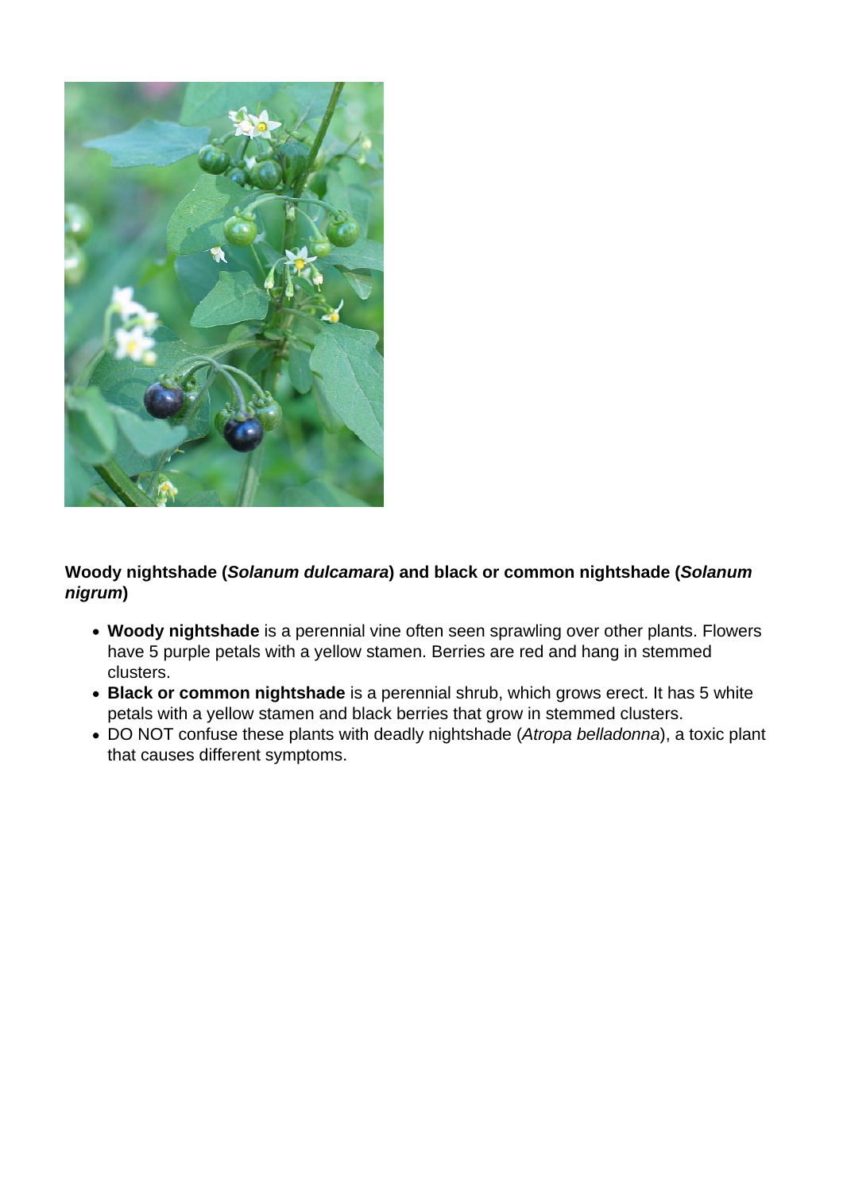**Woody nightshade (*Solanum dulcamara*) and black or common nightshade (*Solanum nigrum*)**

- **Woody nightshade** is a perennial vine often seen sprawling over other plants. Flowers have 5 purple petals with a yellow stamen. Berries are red and hang in stemmed clusters.
- **Black or common nightshade** is a perennial shrub, which grows erect. It has 5 white petals with a yellow stamen and black berries that grow in stemmed clusters.
- DO NOT confuse these plants with deadly nightshade (*Atropa belladonna*), a toxic plant that causes different symptoms.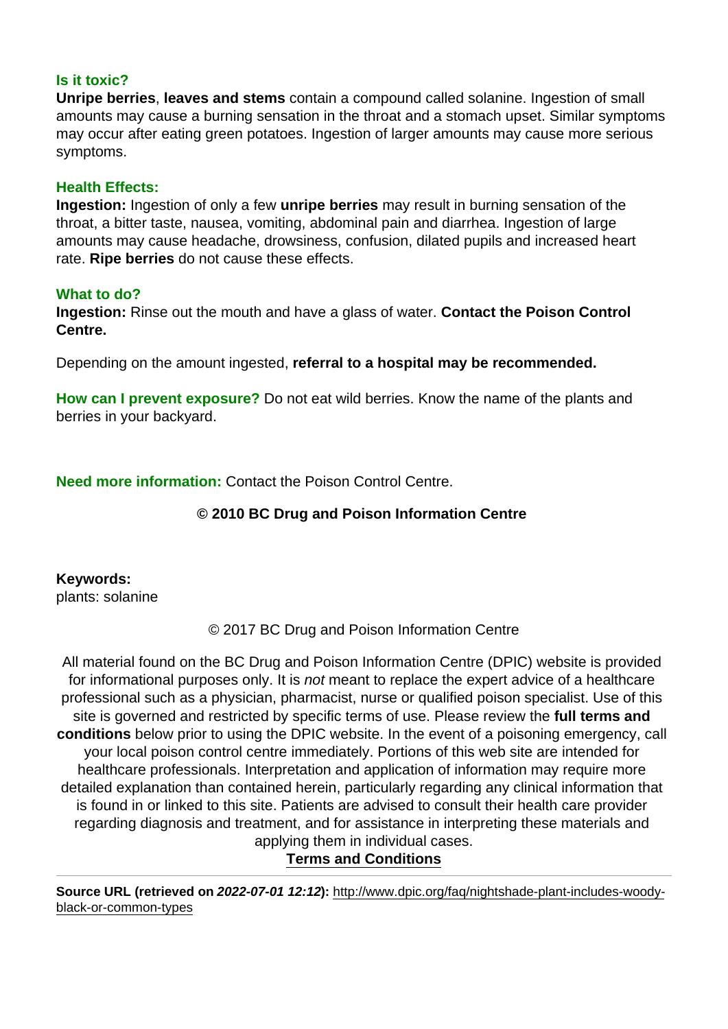### Is it toxic?

**Unripe berries**, **leaves and stems** contain a compound called solanine. Ingestion of small amounts may cause a burning sensation in the throat and a stomach upset. Similar symptoms may occur after eating green potatoes. Ingestion of larger amounts may cause more serious symptoms.

### Health Effects:

**Ingestion:** Ingestion of only a few **unripe berries** may result in burning sensation of the throat, a bitter taste, nausea, vomiting, abdominal pain and diarrhea. Ingestion of large amounts may cause headache, drowsiness, confusion, dilated pupils and increased heart rate. **Ripe berries** do not cause these effects.

### What to do?

**Ingestion:** Rinse out the mouth and have a glass of water. **Contact the Poison Control Centre.**

Depending on the amount ingested, **referral to a hospital may be recommended.**

**How can I prevent exposure?** Do not eat wild berries. Know the name of the plants and berries in your backyard.

**Need more information:** Contact the Poison Control Centre.

**© 2010 BC Drug and Poison Information Centre**

**Keywords:**
plants: solanine

© 2017 BC Drug and Poison Information Centre

All material found on the BC Drug and Poison Information Centre (DPIC) website is provided for informational purposes only. It is *not* meant to replace the expert advice of a healthcare professional such as a physician, pharmacist, nurse or qualified poison specialist. Use of this site is governed and restricted by specific terms of use. Please review the **full terms and conditions** below prior to using the DPIC website. In the event of a poisoning emergency, call your local poison control centre immediately. Portions of this web site are intended for healthcare professionals. Interpretation and application of information may require more detailed explanation than contained herein, particularly regarding any clinical information that is found in or linked to this site. Patients are advised to consult their health care provider regarding diagnosis and treatment, and for assistance in interpreting these materials and applying them in individual cases.

**Terms and Conditions**

---

**Source URL (retrieved on *2022-07-01 12:12*):** http://www.dpic.org/faq/nightshade-plant-includes-woody-black-or-common-types